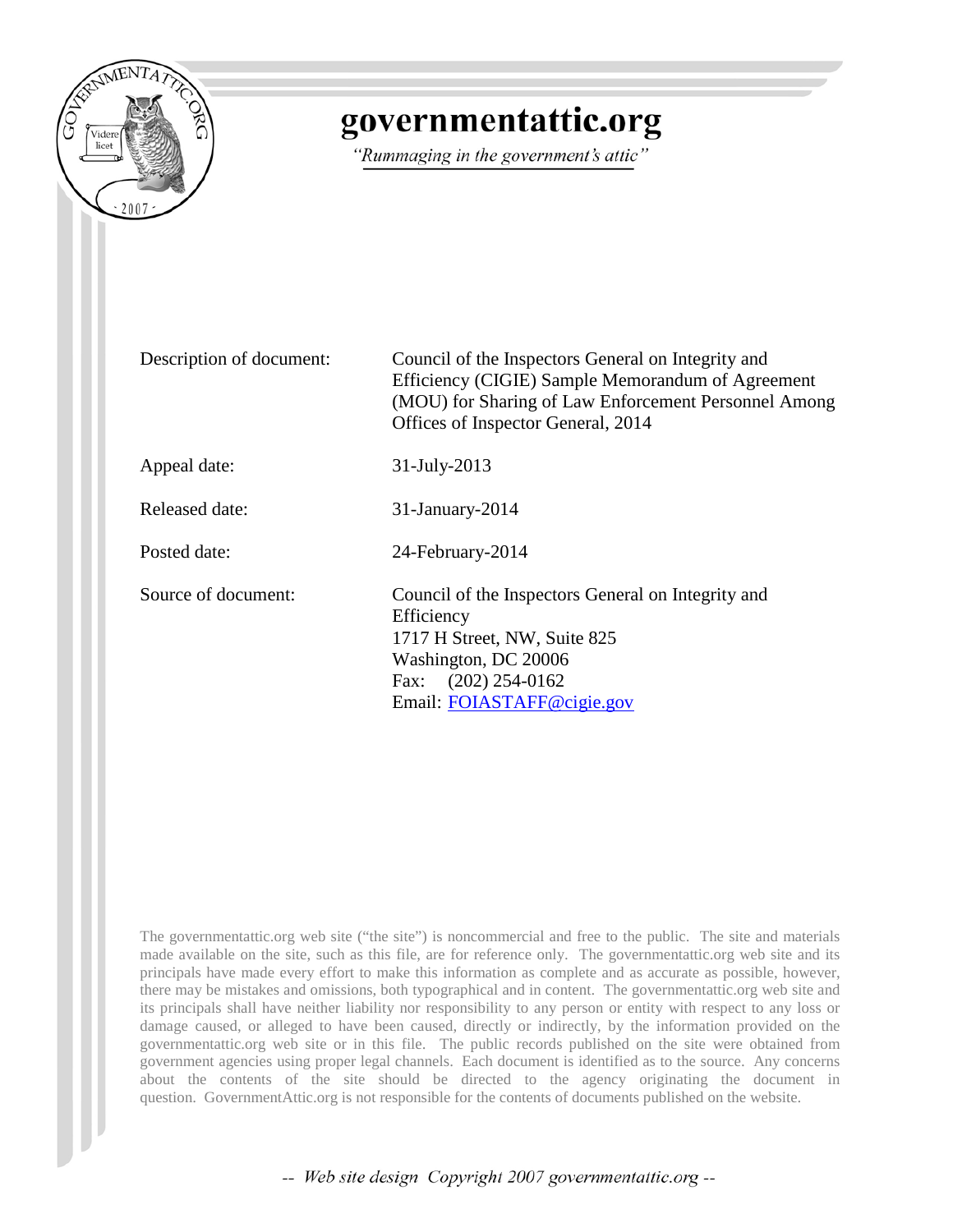# governmentattic.org

*"Rummaging in the government's attic"*

| | |
|---|---|
| Description of document: | Council of the Inspectors General on Integrity and Efficiency (CIGIE) Sample Memorandum of Agreement (MOU) for Sharing of Law Enforcement Personnel Among Offices of Inspector General, 2014 |
| Appeal date: | 31-July-2013 |
| Released date: | 31-January-2014 |
| Posted date: | 24-February-2014 |
| Source of document: | Council of the Inspectors General on Integrity and Efficiency<br>1717 H Street, NW, Suite 825<br>Washington, DC 20006<br>Fax: (202) 254-0162<br>Email: FOIASTAFF@cigie.gov |

The governmentattic.org web site ("the site") is noncommercial and free to the public. The site and materials made available on the site, such as this file, are for reference only. The governmentattic.org web site and its principals have made every effort to make this information as complete and as accurate as possible, however, there may be mistakes and omissions, both typographical and in content. The governmentattic.org web site and its principals shall have neither liability nor responsibility to any person or entity with respect to any loss or damage caused, or alleged to have been caused, directly or indirectly, by the information provided on the governmentattic.org web site or in this file. The public records published on the site were obtained from government agencies using proper legal channels. Each document is identified as to the source. Any concerns about the contents of the site should be directed to the agency originating the document in question. GovernmentAttic.org is not responsible for the contents of documents published on the website.

-- Web site design Copyright 2007 governmentattic.org --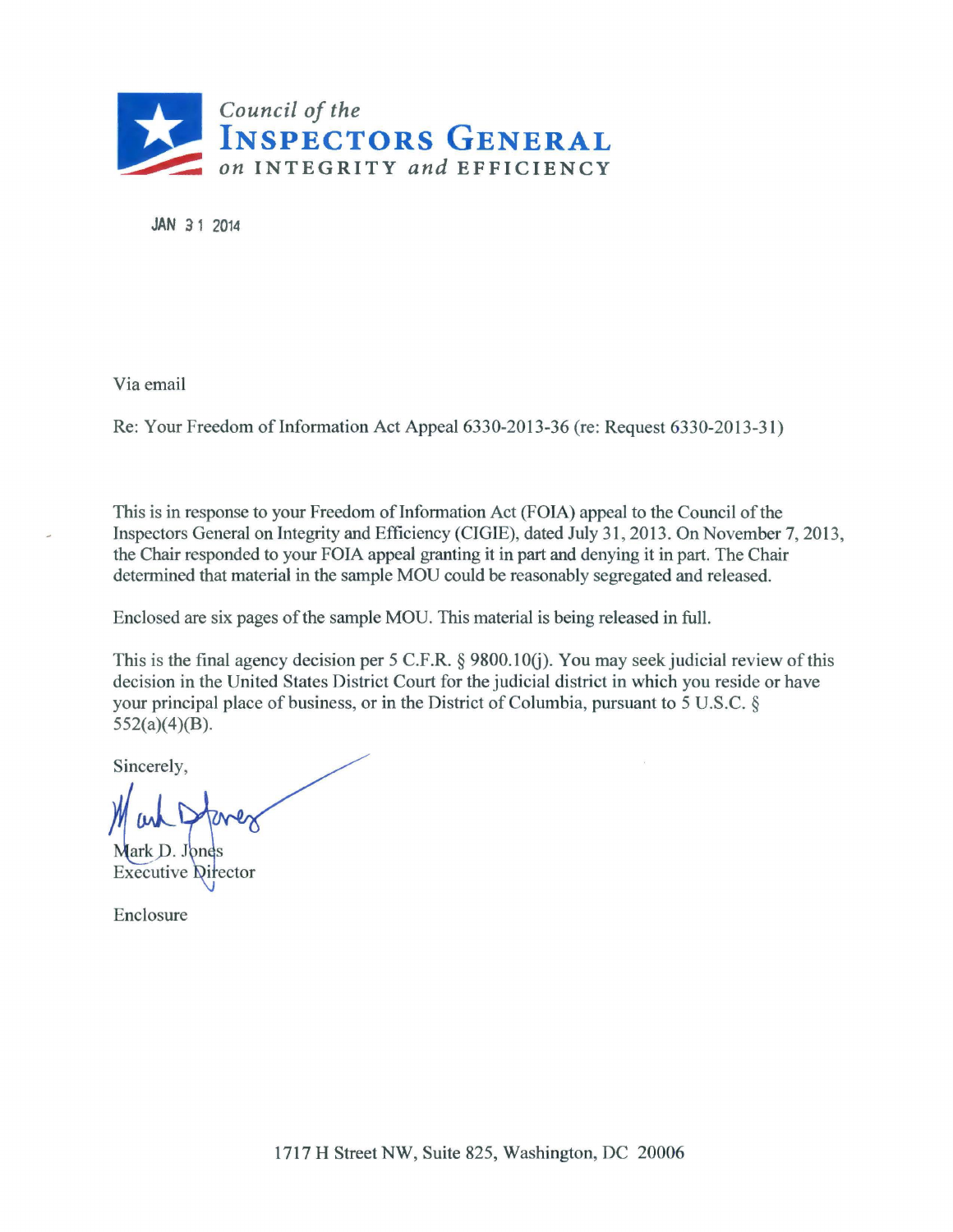Council of the
# INSPECTORS GENERAL
on INTEGRITY and EFFICIENCY

JAN 31 2014

Via email

Re: Your Freedom of Information Act Appeal 6330-2013-36 (re: Request 6330-2013-31)

This is in response to your Freedom of Information Act (FOIA) appeal to the Council of the Inspectors General on Integrity and Efficiency (CIGIE), dated July 31, 2013. On November 7, 2013, the Chair responded to your FOIA appeal granting it in part and denying it in part. The Chair determined that material in the sample MOU could be reasonably segregated and released.

Enclosed are six pages of the sample MOU. This material is being released in full.

This is the final agency decision per 5 C.F.R. § 9800.10(j). You may seek judicial review of this decision in the United States District Court for the judicial district in which you reside or have your principal place of business, or in the District of Columbia, pursuant to 5 U.S.C. § 552(a)(4)(B).

Sincerely,

Mark D. Jones
Executive Director

Enclosure

1717 H Street NW, Suite 825, Washington, DC 20006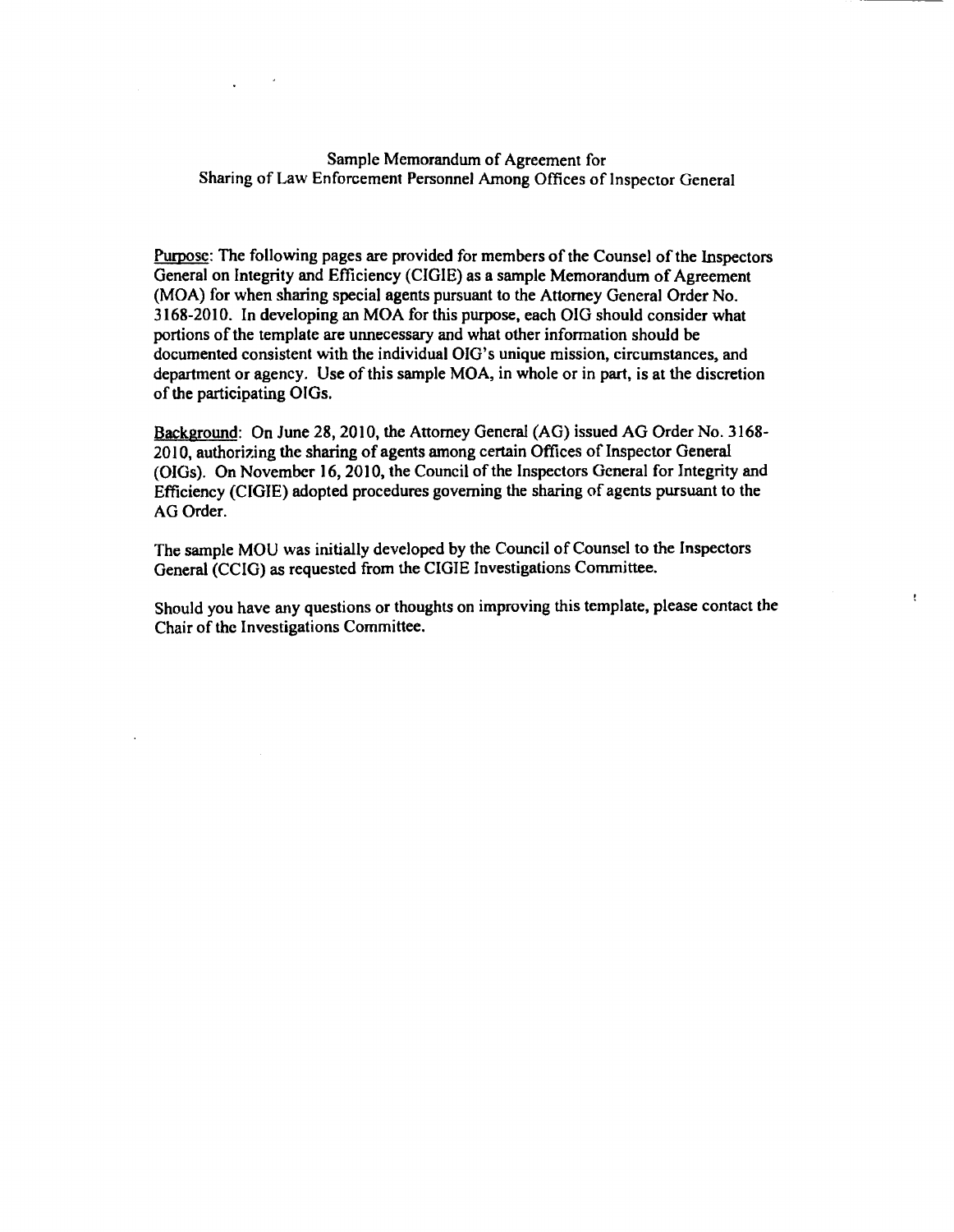Sample Memorandum of Agreement for
Sharing of Law Enforcement Personnel Among Offices of Inspector General

<u>Purpose</u>: The following pages are provided for members of the Counsel of the Inspectors General on Integrity and Efficiency (CIGIE) as a sample Memorandum of Agreement (MOA) for when sharing special agents pursuant to the Attorney General Order No. 3168-2010. In developing an MOA for this purpose, each OIG should consider what portions of the template are unnecessary and what other information should be documented consistent with the individual OIG's unique mission, circumstances, and department or agency. Use of this sample MOA, in whole or in part, is at the discretion of the participating OIGs.

<u>Background</u>: On June 28, 2010, the Attorney General (AG) issued AG Order No. 3168-2010, authorizing the sharing of agents among certain Offices of Inspector General (OIGs). On November 16, 2010, the Council of the Inspectors General for Integrity and Efficiency (CIGIE) adopted procedures governing the sharing of agents pursuant to the AG Order.

The sample MOU was initially developed by the Council of Counsel to the Inspectors General (CCIG) as requested from the CIGIE Investigations Committee.

Should you have any questions or thoughts on improving this template, please contact the Chair of the Investigations Committee.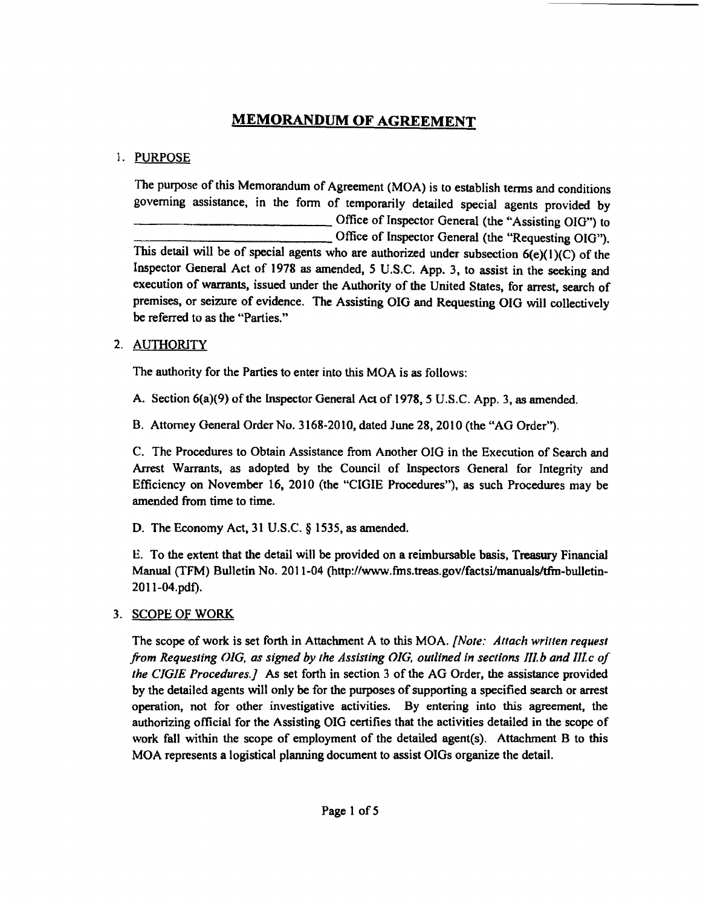# MEMORANDUM OF AGREEMENT

1. PURPOSE

   The purpose of this Memorandum of Agreement (MOA) is to establish terms and conditions governing assistance, in the form of temporarily detailed special agents provided by ______________________________ Office of Inspector General (the "Assisting OIG") to ______________________________ Office of Inspector General (the "Requesting OIG"). This detail will be of special agents who are authorized under subsection 6(e)(1)(C) of the Inspector General Act of 1978 as amended, 5 U.S.C. App. 3, to assist in the seeking and execution of warrants, issued under the Authority of the United States, for arrest, search of premises, or seizure of evidence. The Assisting OIG and Requesting OIG will collectively be referred to as the "Parties."

2. AUTHORITY

   The authority for the Parties to enter into this MOA is as follows:

   A. Section 6(a)(9) of the Inspector General Act of 1978, 5 U.S.C. App. 3, as amended.

   B. Attorney General Order No. 3168-2010, dated June 28, 2010 (the "AG Order").

   C. The Procedures to Obtain Assistance from Another OIG in the Execution of Search and Arrest Warrants, as adopted by the Council of Inspectors General for Integrity and Efficiency on November 16, 2010 (the "CIGIE Procedures"), as such Procedures may be amended from time to time.

   D. The Economy Act, 31 U.S.C. § 1535, as amended.

   E. To the extent that the detail will be provided on a reimbursable basis, Treasury Financial Manual (TFM) Bulletin No. 2011-04 (http://www.fms.treas.gov/factsi/manuals/tfm-bulletin-2011-04.pdf).

3. SCOPE OF WORK

   The scope of work is set forth in Attachment A to this MOA. *[Note: Attach written request from Requesting OIG, as signed by the Assisting OIG, outlined in sections III.b and III.c of the CIGIE Procedures.]* As set forth in section 3 of the AG Order, the assistance provided by the detailed agents will only be for the purposes of supporting a specified search or arrest operation, not for other investigative activities. By entering into this agreement, the authorizing official for the Assisting OIG certifies that the activities detailed in the scope of work fall within the scope of employment of the detailed agent(s). Attachment B to this MOA represents a logistical planning document to assist OIGs organize the detail.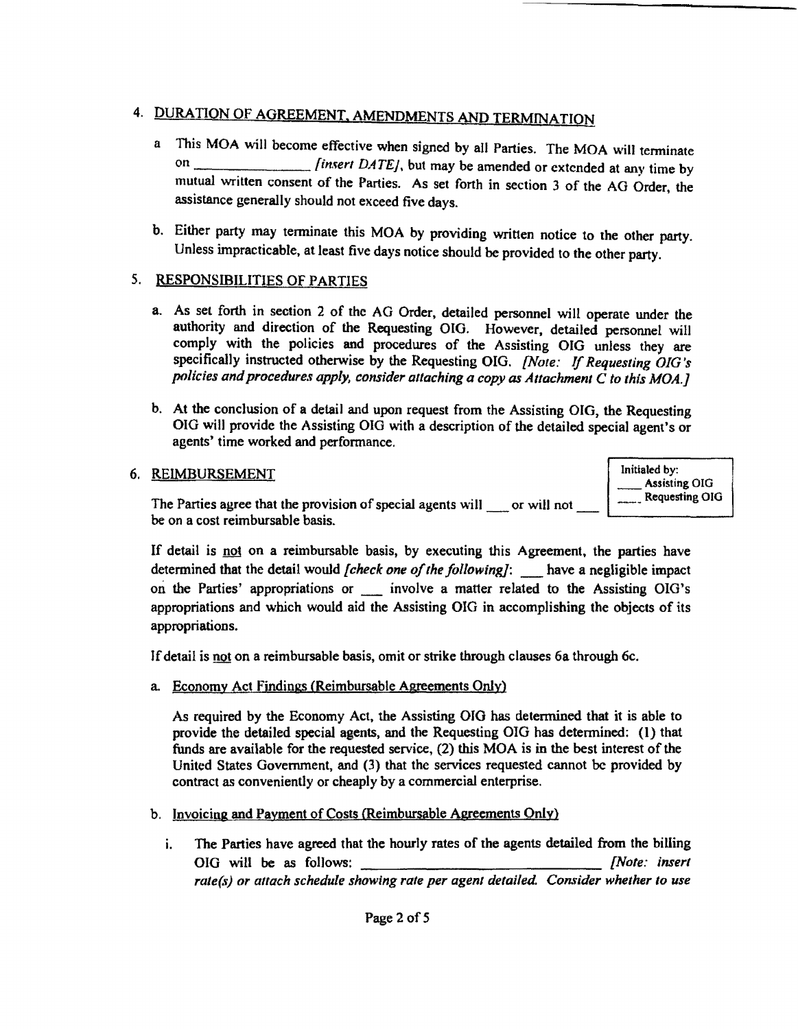## 4. DURATION OF AGREEMENT, AMENDMENTS AND TERMINATION

a. This MOA will become effective when signed by all Parties. The MOA will terminate on ______________ *[insert DATE]*, but may be amended or extended at any time by mutual written consent of the Parties. As set forth in section 3 of the AG Order, the assistance generally should not exceed five days.

b. Either party may terminate this MOA by providing written notice to the other party. Unless impracticable, at least five days notice should be provided to the other party.

## 5. RESPONSIBILITIES OF PARTIES

a. As set forth in section 2 of the AG Order, detailed personnel will operate under the authority and direction of the Requesting OIG. However, detailed personnel will comply with the policies and procedures of the Assisting OIG unless they are specifically instructed otherwise by the Requesting OIG. *[Note: If Requesting OIG's policies and procedures apply, consider attaching a copy as Attachment C to this MOA.]*

b. At the conclusion of a detail and upon request from the Assisting OIG, the Requesting OIG will provide the Assisting OIG with a description of the detailed special agent's or agents' time worked and performance.

## 6. REIMBURSEMENT

Initialed by:
___ Assisting OIG
___ Requesting OIG

The Parties agree that the provision of special agents will ___ or will not ___ be on a cost reimbursable basis.

If detail is not on a reimbursable basis, by executing this Agreement, the parties have determined that the detail would *[check one of the following]*: ___ have a negligible impact on the Parties' appropriations or ___ involve a matter related to the Assisting OIG's appropriations and which would aid the Assisting OIG in accomplishing the objects of its appropriations.

If detail is not on a reimbursable basis, omit or strike through clauses 6a through 6c.

a. Economy Act Findings (Reimbursable Agreements Only)

As required by the Economy Act, the Assisting OIG has determined that it is able to provide the detailed special agents, and the Requesting OIG has determined: (1) that funds are available for the requested service, (2) this MOA is in the best interest of the United States Government, and (3) that the services requested cannot be provided by contract as conveniently or cheaply by a commercial enterprise.

b. Invoicing and Payment of Costs (Reimbursable Agreements Only)

i. The Parties have agreed that the hourly rates of the agents detailed from the billing OIG will be as follows: ______________________________ *[Note: insert rate(s) or attach schedule showing rate per agent detailed. Consider whether to use*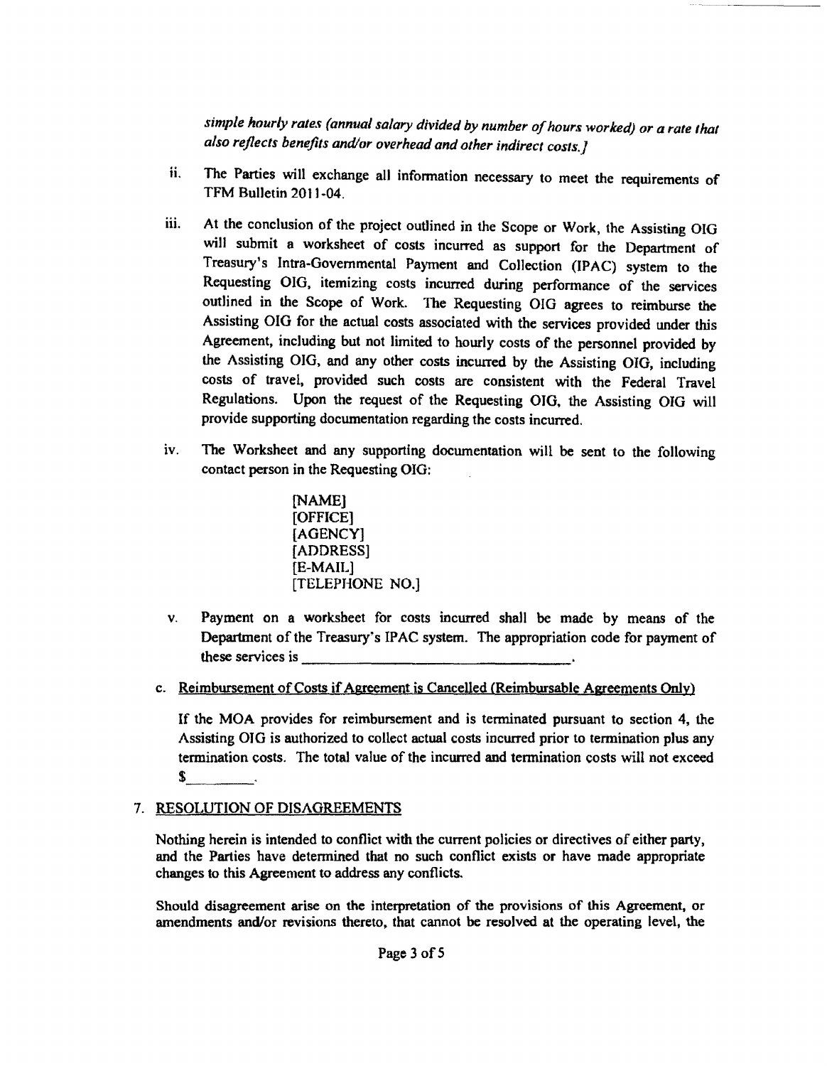*simple hourly rates (annual salary divided by number of hours worked) or a rate that also reflects benefits and/or overhead and other indirect costs.]*

ii. The Parties will exchange all information necessary to meet the requirements of TFM Bulletin 2011-04.

iii. At the conclusion of the project outlined in the Scope or Work, the Assisting OIG will submit a worksheet of costs incurred as support for the Department of Treasury's Intra-Governmental Payment and Collection (IPAC) system to the Requesting OIG, itemizing costs incurred during performance of the services outlined in the Scope of Work. The Requesting OIG agrees to reimburse the Assisting OIG for the actual costs associated with the services provided under this Agreement, including but not limited to hourly costs of the personnel provided by the Assisting OIG, and any other costs incurred by the Assisting OIG, including costs of travel, provided such costs are consistent with the Federal Travel Regulations. Upon the request of the Requesting OIG, the Assisting OIG will provide supporting documentation regarding the costs incurred.

iv. The Worksheet and any supporting documentation will be sent to the following contact person in the Requesting OIG:

> [NAME]
> [OFFICE]
> [AGENCY]
> [ADDRESS]
> [E-MAIL]
> [TELEPHONE NO.]

v. Payment on a worksheet for costs incurred shall be made by means of the Department of the Treasury's IPAC system. The appropriation code for payment of these services is \_\_\_\_\_\_\_\_\_\_\_\_\_\_\_\_\_\_\_\_\_\_\_\_\_\_\_\_\_\_\_\_.

c. Reimbursement of Costs if Agreement is Cancelled (Reimbursable Agreements Only)

If the MOA provides for reimbursement and is terminated pursuant to section 4, the Assisting OIG is authorized to collect actual costs incurred prior to termination plus any termination costs. The total value of the incurred and termination costs will not exceed $\_\_\_\_\_\_\_\_.

7. RESOLUTION OF DISAGREEMENTS

Nothing herein is intended to conflict with the current policies or directives of either party, and the Parties have determined that no such conflict exists or have made appropriate changes to this Agreement to address any conflicts.

Should disagreement arise on the interpretation of the provisions of this Agreement, or amendments and/or revisions thereto, that cannot be resolved at the operating level, the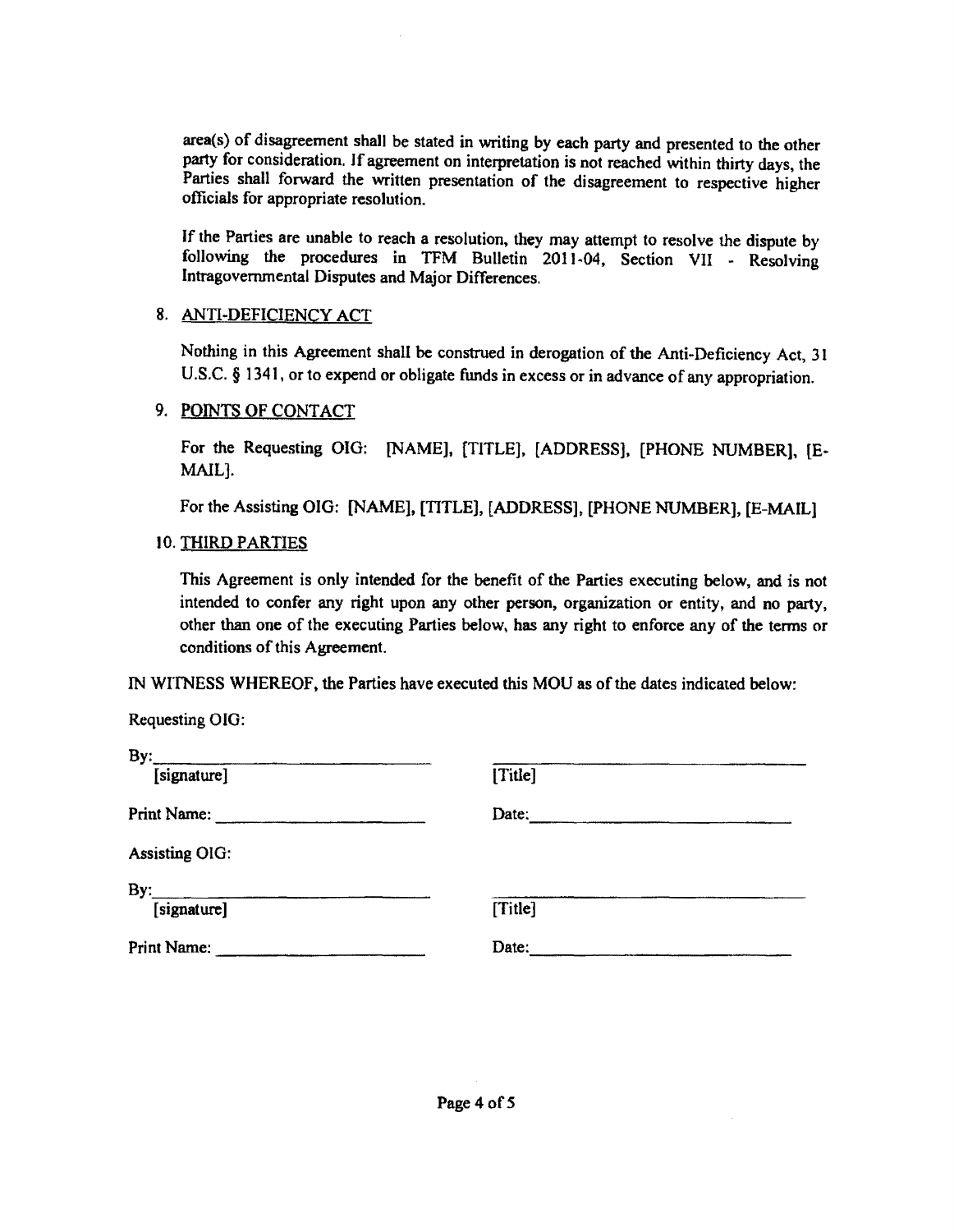area(s) of disagreement shall be stated in writing by each party and presented to the other party for consideration. If agreement on interpretation is not reached within thirty days, the Parties shall forward the written presentation of the disagreement to respective higher officials for appropriate resolution.

If the Parties are unable to reach a resolution, they may attempt to resolve the dispute by following the procedures in TFM Bulletin 2011-04, Section VII - Resolving Intragovernmental Disputes and Major Differences.

8. ANTI-DEFICIENCY ACT

   Nothing in this Agreement shall be construed in derogation of the Anti-Deficiency Act, 31 U.S.C. § 1341, or to expend or obligate funds in excess or in advance of any appropriation.

9. POINTS OF CONTACT

   For the Requesting OIG: [NAME], [TITLE], [ADDRESS], [PHONE NUMBER], [E-MAIL].

   For the Assisting OIG: [NAME], [TITLE], [ADDRESS], [PHONE NUMBER], [E-MAIL]

10. THIRD PARTIES

    This Agreement is only intended for the benefit of the Parties executing below, and is not intended to confer any right upon any other person, organization or entity, and no party, other than one of the executing Parties below, has any right to enforce any of the terms or conditions of this Agreement.

IN WITNESS WHEREOF, the Parties have executed this MOU as of the dates indicated below:

Requesting OIG:

By:\_\_\_\_\_\_\_\_\_\_\_\_\_\_\_\_\_\_\_\_\_\_\_\_\_\_\_\_ \_\_\_\_\_\_\_\_\_\_\_\_\_\_\_\_\_\_\_\_\_\_\_\_\_\_\_\_
[signature] [Title]

Print Name: \_\_\_\_\_\_\_\_\_\_\_\_\_\_\_\_\_\_\_\_ Date:\_\_\_\_\_\_\_\_\_\_\_\_\_\_\_\_\_\_\_\_\_\_\_\_

Assisting OIG:

By:\_\_\_\_\_\_\_\_\_\_\_\_\_\_\_\_\_\_\_\_\_\_\_\_\_\_\_\_ \_\_\_\_\_\_\_\_\_\_\_\_\_\_\_\_\_\_\_\_\_\_\_\_\_\_\_\_
[signature] [Title]

Print Name: \_\_\_\_\_\_\_\_\_\_\_\_\_\_\_\_\_\_\_\_ Date:\_\_\_\_\_\_\_\_\_\_\_\_\_\_\_\_\_\_\_\_\_\_\_\_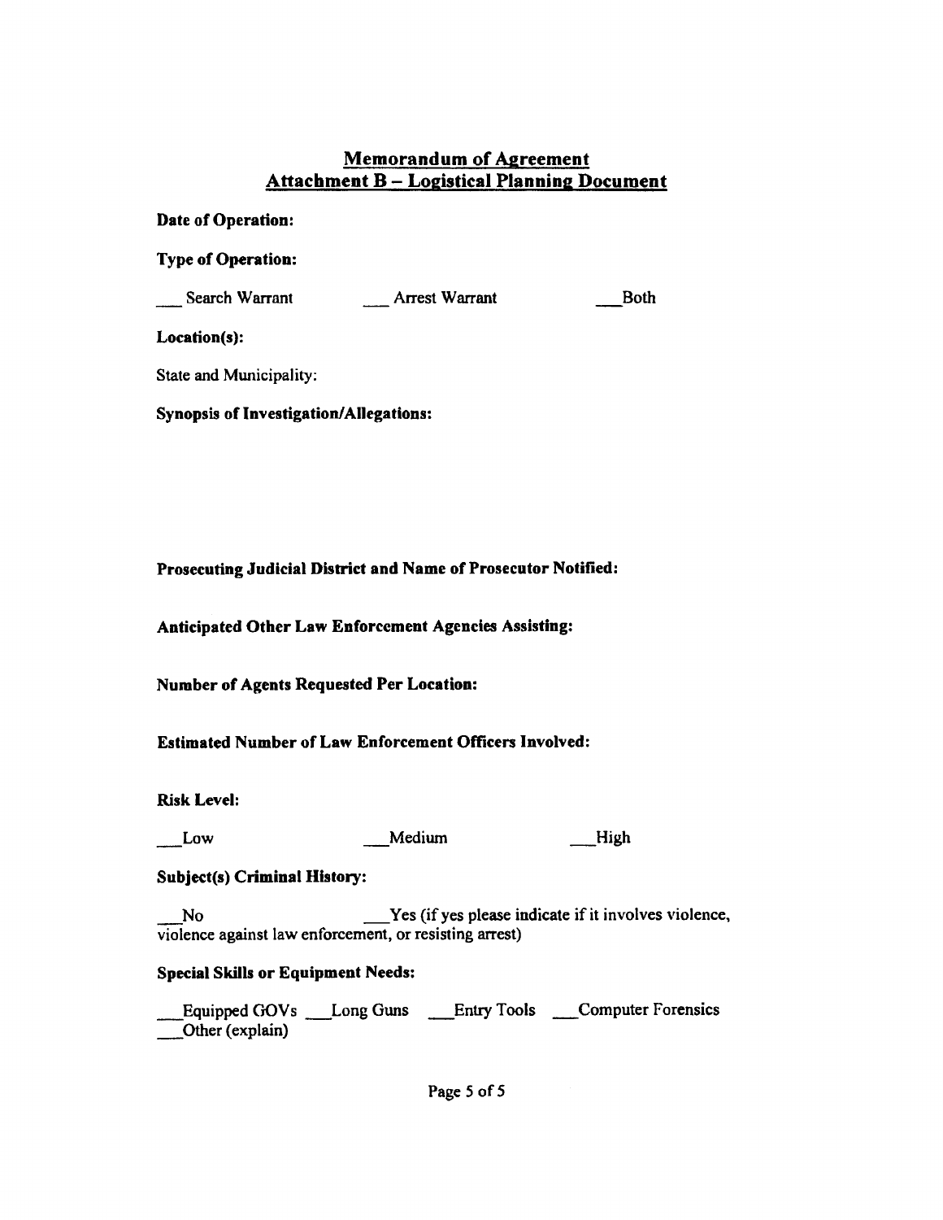## Memorandum of Agreement
## Attachment B – Logistical Planning Document

**Date of Operation:**

**Type of Operation:**

___ Search Warrant ___ Arrest Warrant ___Both

**Location(s):**

State and Municipality:

**Synopsis of Investigation/Allegations:**

**Prosecuting Judicial District and Name of Prosecutor Notified:**

**Anticipated Other Law Enforcement Agencies Assisting:**

**Number of Agents Requested Per Location:**

**Estimated Number of Law Enforcement Officers Involved:**

**Risk Level:**

___Low ___Medium ___High

**Subject(s) Criminal History:**

___No ___Yes (if yes please indicate if it involves violence, violence against law enforcement, or resisting arrest)

**Special Skills or Equipment Needs:**

___Equipped GOVs ___Long Guns ___Entry Tools ___Computer Forensics
___Other (explain)